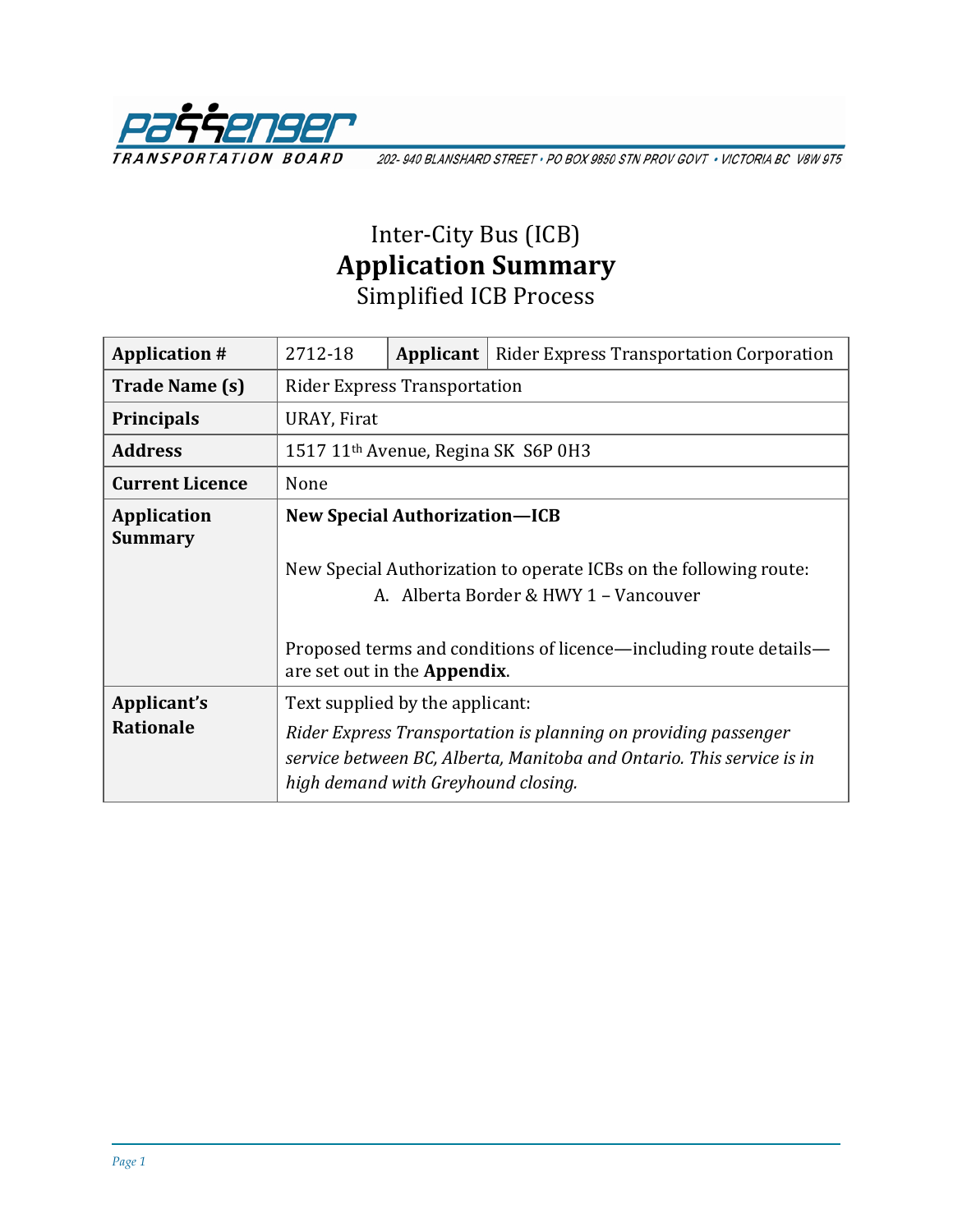PASSENGER TRANSPORTATION BOARD

202- 940 BLANSHARD STREET • PO BOX 9850 STN PROV GOVT • VICTORIA BC V8W 9T5

# Inter-City Bus (ICB)
# Application Summary
## Simplified ICB Process

| **Application #** | 2712-18 | **Applicant** | Rider Express Transportation Corporation |
|---|---|---|---|
| **Trade Name (s)** | Rider Express Transportation | | |
| **Principals** | URAY, Firat | | |
| **Address** | 1517 11th Avenue, Regina SK S6P 0H3 | | |
| **Current Licence** | None | | |
| **Application Summary** | **New Special Authorization—ICB**<br><br>New Special Authorization to operate ICBs on the following route:<br>A. Alberta Border & HWY 1 – Vancouver<br><br>Proposed terms and conditions of licence—including route details—are set out in the **Appendix**. | | |
| **Applicant's Rationale** | Text supplied by the applicant:<br>*Rider Express Transportation is planning on providing passenger service between BC, Alberta, Manitoba and Ontario. This service is in high demand with Greyhound closing.* | | |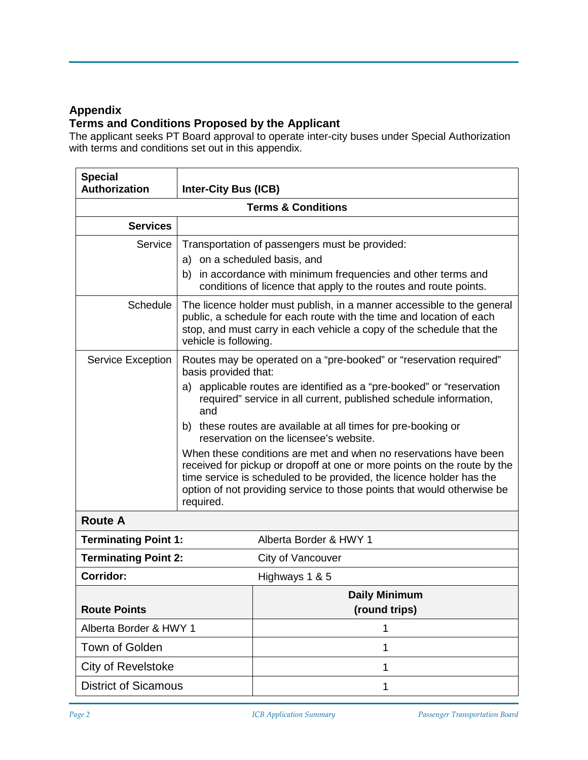## Appendix

## Terms and Conditions Proposed by the Applicant

The applicant seeks PT Board approval to operate inter-city buses under Special Authorization with terms and conditions set out in this appendix.

| **Special Authorization** | **Inter-City Bus (ICB)** |
|---|---|
| **Terms & Conditions** | |
| **Services** | |
| Service | Transportation of passengers must be provided:<br>a) on a scheduled basis, and<br>b) in accordance with minimum frequencies and other terms and conditions of licence that apply to the routes and route points. |
| Schedule | The licence holder must publish, in a manner accessible to the general public, a schedule for each route with the time and location of each stop, and must carry in each vehicle a copy of the schedule that the vehicle is following. |
| Service Exception | Routes may be operated on a "pre-booked" or "reservation required" basis provided that:<br>a) applicable routes are identified as a "pre-booked" or "reservation required" service in all current, published schedule information, and<br>b) these routes are available at all times for pre-booking or reservation on the licensee's website.<br>When these conditions are met and when no reservations have been received for pickup or dropoff at one or more points on the route by the time service is scheduled to be provided, the licence holder has the option of not providing service to those points that would otherwise be required. |

### Route A

| **Terminating Point 1:** | Alberta Border & HWY 1 |
|---|---|
| **Terminating Point 2:** | City of Vancouver |
| **Corridor:** | Highways 1 & 5 |

| **Route Points** | **Daily Minimum (round trips)** |
|---|---|
| Alberta Border & HWY 1 | 1 |
| Town of Golden | 1 |
| City of Revelstoke | 1 |
| District of Sicamous | 1 |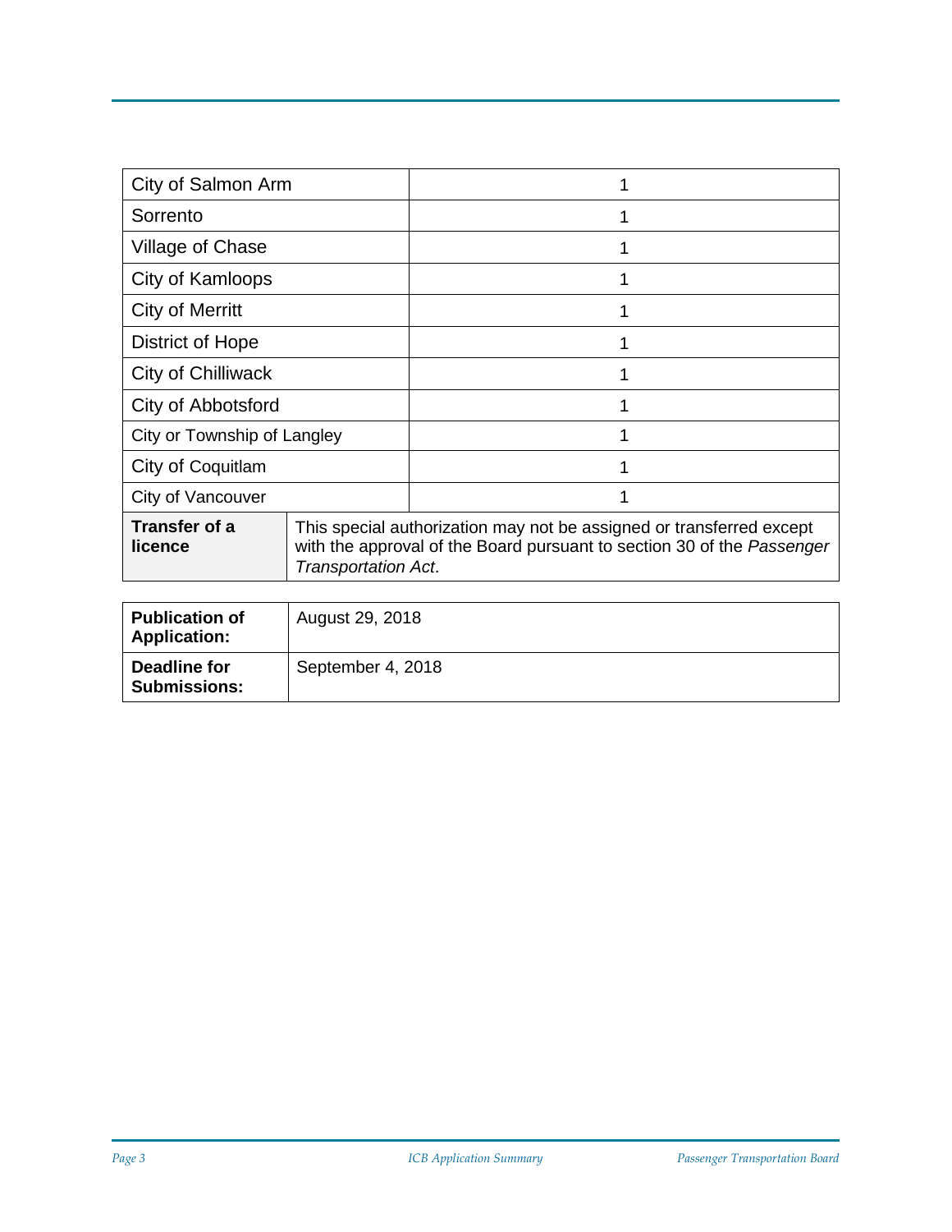| | |
|---|---|
| City of Salmon Arm | 1 |
| Sorrento | 1 |
| Village of Chase | 1 |
| City of Kamloops | 1 |
| City of Merritt | 1 |
| District of Hope | 1 |
| City of Chilliwack | 1 |
| City of Abbotsford | 1 |
| City or Township of Langley | 1 |
| City of Coquitlam | 1 |
| City of Vancouver | 1 |
| **Transfer of a licence** | This special authorization may not be assigned or transferred except with the approval of the Board pursuant to section 30 of the *Passenger Transportation Act*. |

| | |
|---|---|
| **Publication of Application:** | August 29, 2018 |
| **Deadline for Submissions:** | September 4, 2018 |